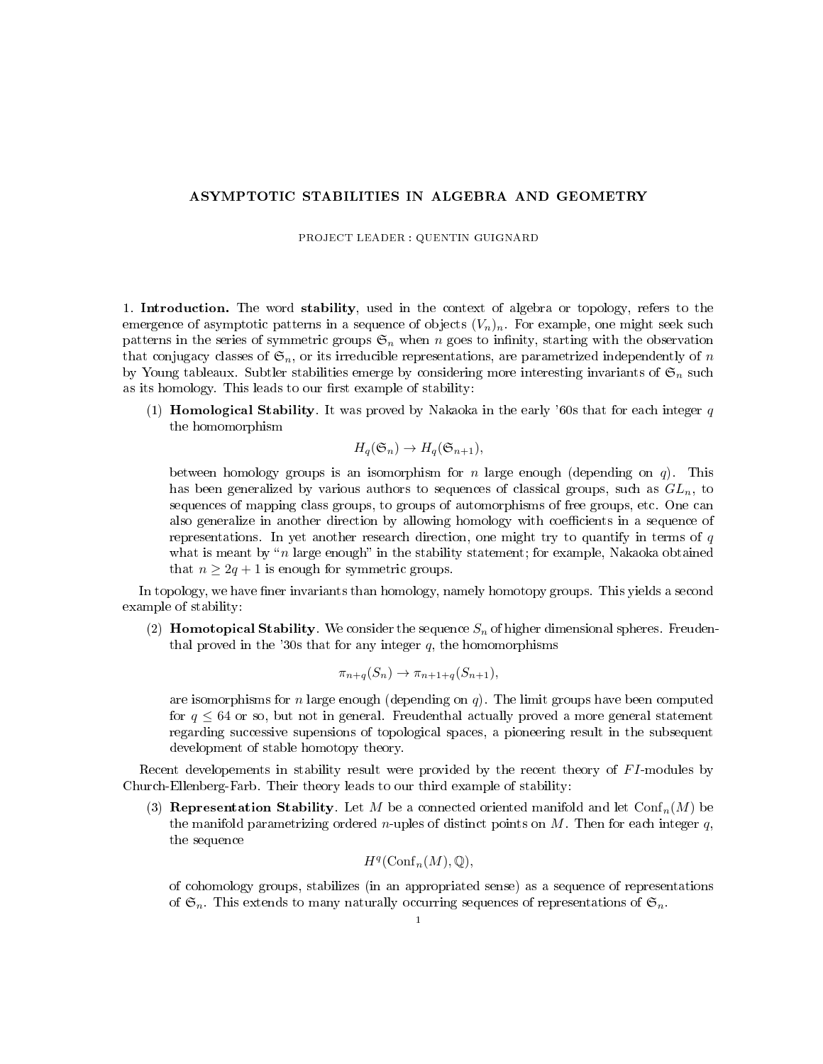# ASYMPTOTIC STABILITIES IN ALGEBRA AND GEOMETRY

PROJECT LEADER : QUENTIN GUIGNARD

1. **Introduction.** The word **stability**, used in the context of algebra or topology, refers to the emergence of asymptotic patterns in a sequence of objects $(V_n)_n$. For example, one might seek such patterns in the series of symmetric groups $\mathfrak{S}_n$ when $n$ goes to infinity, starting with the observation that conjugacy classes of $\mathfrak{S}_n$, or its irreducible representations, are parametrized independently of $n$ by Young tableaux. Subtler stabilities emerge by considering more interesting invariants of $\mathfrak{S}_n$ such as its homology. This leads to our first example of stability:

(1) **Homological Stability**. It was proved by Nakaoka in the early '60s that for each integer $q$ the homomorphism

$$H_q(\mathfrak{S}_n) \to H_q(\mathfrak{S}_{n+1}),$$

between homology groups is an isomorphism for $n$ large enough (depending on $q$). This has been generalized by various authors to sequences of classical groups, such as $GL_n$, to sequences of mapping class groups, to groups of automorphisms of free groups, etc. One can also generalize in another direction by allowing homology with coefficients in a sequence of representations. In yet another research direction, one might try to quantify in terms of $q$ what is meant by "$n$ large enough" in the stability statement; for example, Nakaoka obtained that $n \geq 2q + 1$ is enough for symmetric groups.

In topology, we have finer invariants than homology, namely homotopy groups. This yields a second example of stability:

(2) **Homotopical Stability**. We consider the sequence $S_n$ of higher dimensional spheres. Freudenthal proved in the '30s that for any integer $q$, the homomorphisms

$$\pi_{n+q}(S_n) \to \pi_{n+1+q}(S_{n+1}),$$

are isomorphisms for $n$ large enough (depending on $q$). The limit groups have been computed for $q \leq 64$ or so, but not in general. Freudenthal actually proved a more general statement regarding successive supensions of topological spaces, a pioneering result in the subsequent development of stable homotopy theory.

Recent developements in stability result were provided by the recent theory of $FI$-modules by Church-Ellenberg-Farb. Their theory leads to our third example of stability:

(3) **Representation Stability**. Let $M$ be a connected oriented manifold and let $\mathrm{Conf}_n(M)$ be the manifold parametrizing ordered $n$-uples of distinct points on $M$. Then for each integer $q$, the sequence

$$H^q(\mathrm{Conf}_n(M), \mathbb{Q}),$$

of cohomology groups, stabilizes (in an appropriated sense) as a sequence of representations of $\mathfrak{S}_n$. This extends to many naturally occurring sequences of representations of $\mathfrak{S}_n$.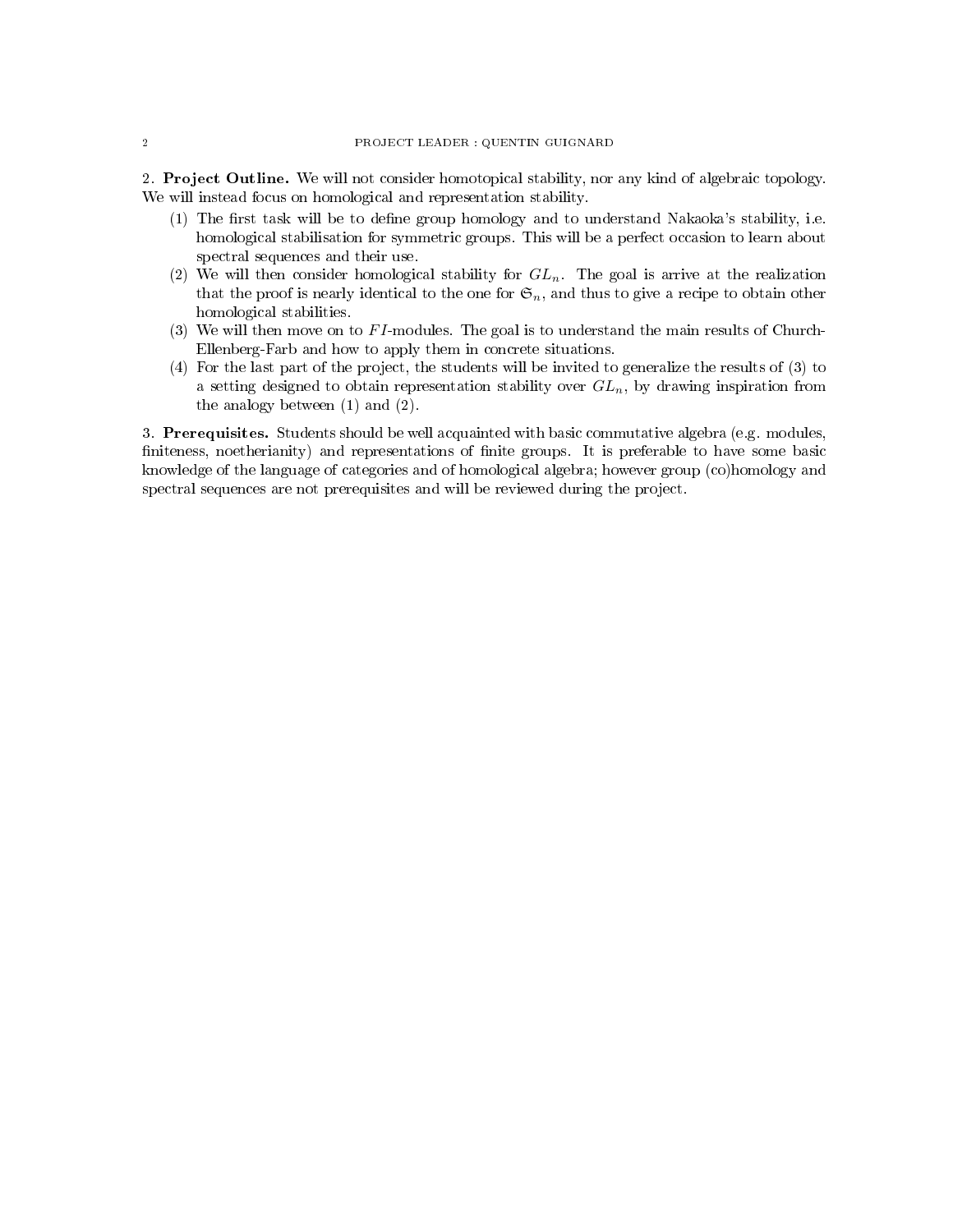**2. Project Outline.** We will not consider homotopical stability, nor any kind of algebraic topology. We will instead focus on homological and representation stability.

(1) The first task will be to define group homology and to understand Nakaoka's stability, i.e. homological stabilisation for symmetric groups. This will be a perfect occasion to learn about spectral sequences and their use.
(2) We will then consider homological stability for $GL_n$. The goal is arrive at the realization that the proof is nearly identical to the one for $\mathfrak{S}_n$, and thus to give a recipe to obtain other homological stabilities.
(3) We will then move on to $FI$-modules. The goal is to understand the main results of Church-Ellenberg-Farb and how to apply them in concrete situations.
(4) For the last part of the project, the students will be invited to generalize the results of (3) to a setting designed to obtain representation stability over $GL_n$, by drawing inspiration from the analogy between (1) and (2).

**3. Prerequisites.** Students should be well acquainted with basic commutative algebra (e.g. modules, finiteness, noetherianity) and representations of finite groups. It is preferable to have some basic knowledge of the language of categories and of homological algebra; however group (co)homology and spectral sequences are not prerequisites and will be reviewed during the project.